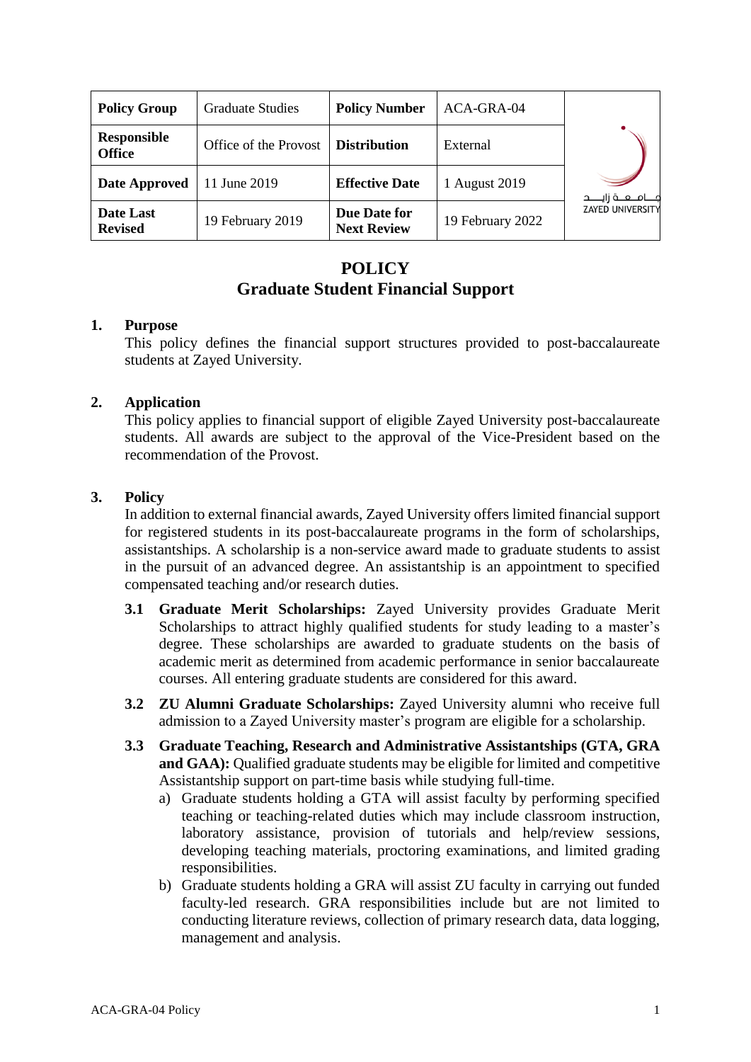| Policy Group | Graduate Studies | Policy Number | ACA-GRA-04 |
| --- | --- | --- | --- |
| Responsible Office | Office of the Provost | Distribution | External |
| Date Approved | 11 June 2019 | Effective Date | 1 August 2019 |
| Date Last Revised | 19 February 2019 | Due Date for Next Review | 19 February 2022 |

# POLICY
# Graduate Student Financial Support

## 1. Purpose

This policy defines the financial support structures provided to post-baccalaureate students at Zayed University.

## 2. Application

This policy applies to financial support of eligible Zayed University post-baccalaureate students. All awards are subject to the approval of the Vice-President based on the recommendation of the Provost.

## 3. Policy

In addition to external financial awards, Zayed University offers limited financial support for registered students in its post-baccalaureate programs in the form of scholarships, assistantships. A scholarship is a non-service award made to graduate students to assist in the pursuit of an advanced degree. An assistantship is an appointment to specified compensated teaching and/or research duties.

**3.1 Graduate Merit Scholarships:** Zayed University provides Graduate Merit Scholarships to attract highly qualified students for study leading to a master's degree. These scholarships are awarded to graduate students on the basis of academic merit as determined from academic performance in senior baccalaureate courses. All entering graduate students are considered for this award.

**3.2 ZU Alumni Graduate Scholarships:** Zayed University alumni who receive full admission to a Zayed University master's program are eligible for a scholarship.

**3.3 Graduate Teaching, Research and Administrative Assistantships (GTA, GRA and GAA):** Qualified graduate students may be eligible for limited and competitive Assistantship support on part-time basis while studying full-time.

a) Graduate students holding a GTA will assist faculty by performing specified teaching or teaching-related duties which may include classroom instruction, laboratory assistance, provision of tutorials and help/review sessions, developing teaching materials, proctoring examinations, and limited grading responsibilities.

b) Graduate students holding a GRA will assist ZU faculty in carrying out funded faculty-led research. GRA responsibilities include but are not limited to conducting literature reviews, collection of primary research data, data logging, management and analysis.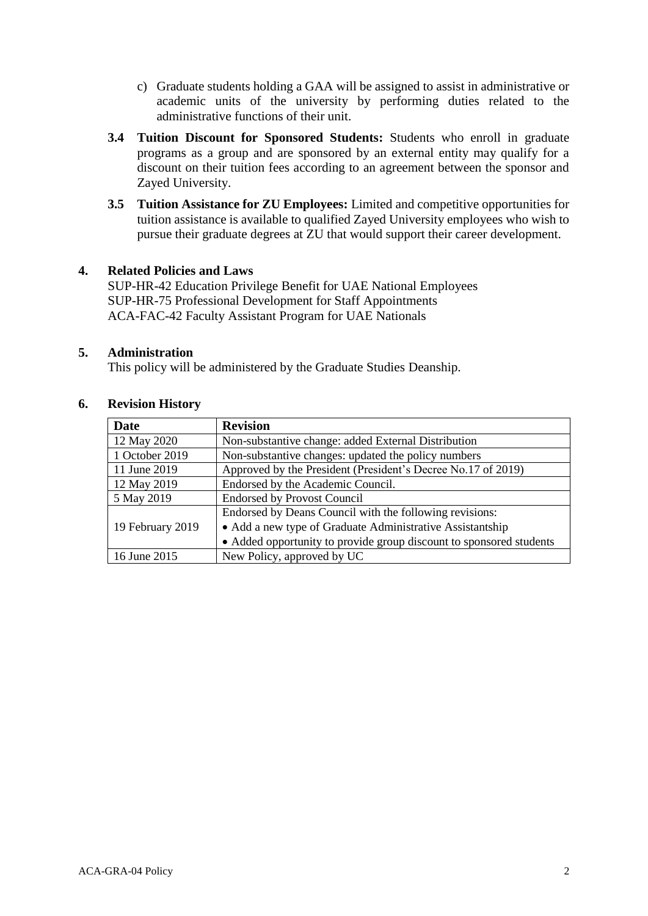c) Graduate students holding a GAA will be assigned to assist in administrative or academic units of the university by performing duties related to the administrative functions of their unit.

**3.4 Tuition Discount for Sponsored Students:** Students who enroll in graduate programs as a group and are sponsored by an external entity may qualify for a discount on their tuition fees according to an agreement between the sponsor and Zayed University.

**3.5 Tuition Assistance for ZU Employees:** Limited and competitive opportunities for tuition assistance is available to qualified Zayed University employees who wish to pursue their graduate degrees at ZU that would support their career development.

## 4. Related Policies and Laws

SUP-HR-42 Education Privilege Benefit for UAE National Employees
SUP-HR-75 Professional Development for Staff Appointments
ACA-FAC-42 Faculty Assistant Program for UAE Nationals

## 5. Administration

This policy will be administered by the Graduate Studies Deanship.

## 6. Revision History

| Date | Revision |
|---|---|
| 12 May 2020 | Non-substantive change: added External Distribution |
| 1 October 2019 | Non-substantive changes: updated the policy numbers |
| 11 June 2019 | Approved by the President (President's Decree No.17 of 2019) |
| 12 May 2019 | Endorsed by the Academic Council. |
| 5 May 2019 | Endorsed by Provost Council |
| 19 February 2019 | Endorsed by Deans Council with the following revisions:<br>• Add a new type of Graduate Administrative Assistantship<br>• Added opportunity to provide group discount to sponsored students |
| 16 June 2015 | New Policy, approved by UC |